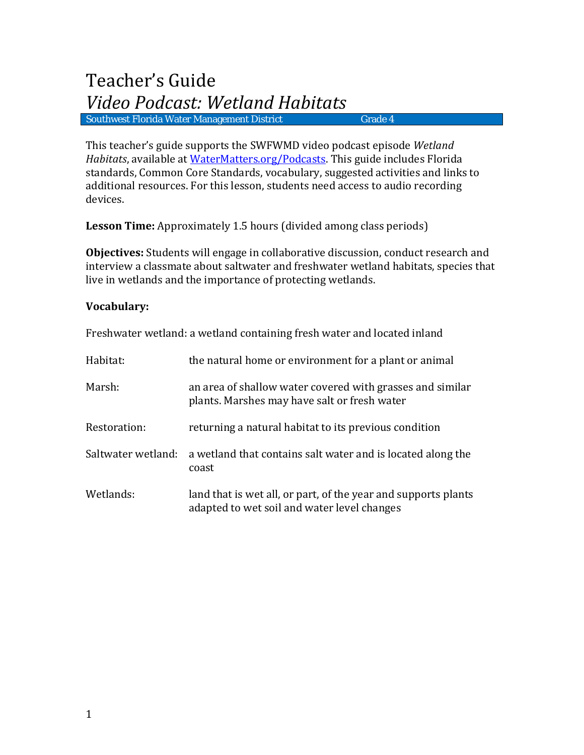# Teacher's Guide

## *Video Podcast: Wetland Habitats*

Southwest Florida Water Management District — Grade 4

This teacher's guide supports the SWFWMD video podcast episode *Wetland Habitats*, available at [WaterMatters.org/Podcasts](WaterMatters.org/Podcasts). This guide includes Florida standards, Common Core Standards, vocabulary, suggested activities and links to additional resources. For this lesson, students need access to audio recording devices.

**Lesson Time:** Approximately 1.5 hours (divided among class periods)

**Objectives:** Students will engage in collaborative discussion, conduct research and interview a classmate about saltwater and freshwater wetland habitats, species that live in wetlands and the importance of protecting wetlands.

**Vocabulary:**

Freshwater wetland: a wetland containing fresh water and located inland

Habitat: the natural home or environment for a plant or animal

Marsh: an area of shallow water covered with grasses and similar plants. Marshes may have salt or fresh water

Restoration: returning a natural habitat to its previous condition

Saltwater wetland: a wetland that contains salt water and is located along the coast

Wetlands: land that is wet all, or part, of the year and supports plants adapted to wet soil and water level changes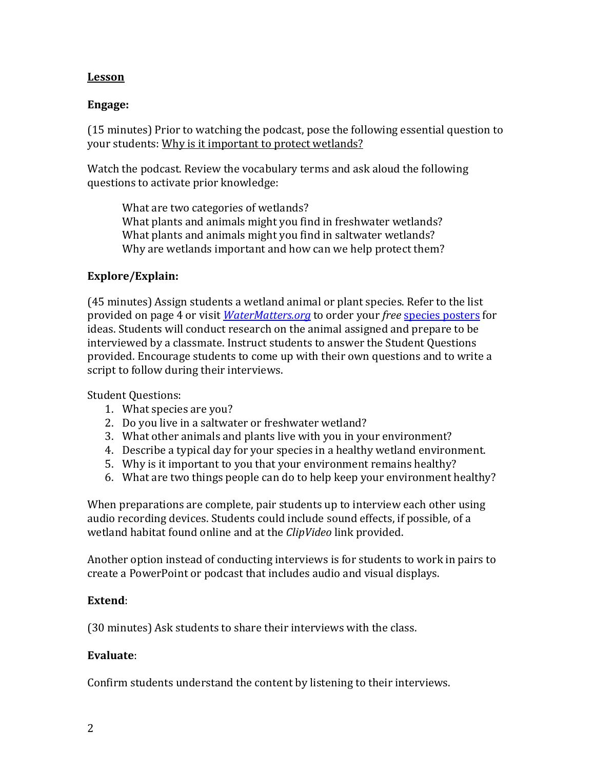## Lesson

**Engage:**

(15 minutes) Prior to watching the podcast, pose the following essential question to your students: Why is it important to protect wetlands?

Watch the podcast. Review the vocabulary terms and ask aloud the following questions to activate prior knowledge:

> What are two categories of wetlands?
> What plants and animals might you find in freshwater wetlands?
> What plants and animals might you find in saltwater wetlands?
> Why are wetlands important and how can we help protect them?

**Explore/Explain:**

(45 minutes) Assign students a wetland animal or plant species. Refer to the list provided on page 4 or visit *WaterMatters.org* to order your *free* species posters for ideas. Students will conduct research on the animal assigned and prepare to be interviewed by a classmate. Instruct students to answer the Student Questions provided. Encourage students to come up with their own questions and to write a script to follow during their interviews.

Student Questions:

1. What species are you?
2. Do you live in a saltwater or freshwater wetland?
3. What other animals and plants live with you in your environment?
4. Describe a typical day for your species in a healthy wetland environment.
5. Why is it important to you that your environment remains healthy?
6. What are two things people can do to help keep your environment healthy?

When preparations are complete, pair students up to interview each other using audio recording devices. Students could include sound effects, if possible, of a wetland habitat found online and at the *ClipVideo* link provided.

Another option instead of conducting interviews is for students to work in pairs to create a PowerPoint or podcast that includes audio and visual displays.

**Extend**:

(30 minutes) Ask students to share their interviews with the class.

**Evaluate**:

Confirm students understand the content by listening to their interviews.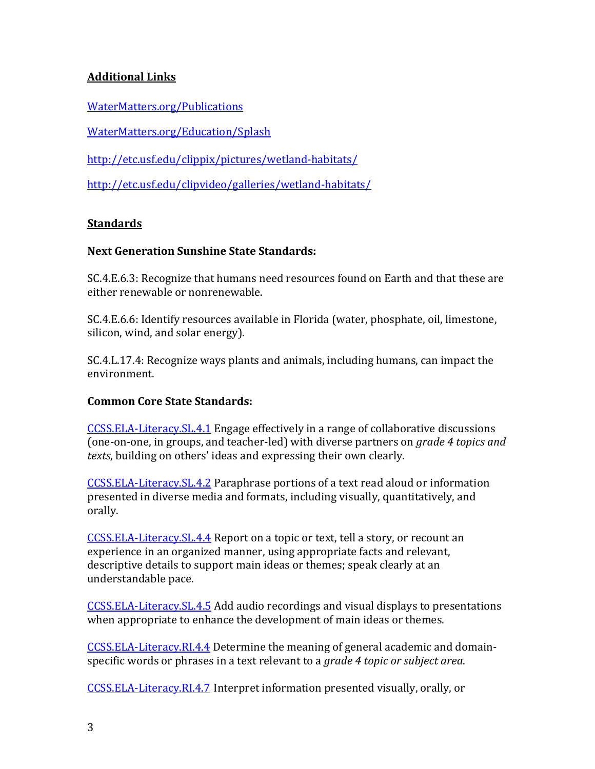**Additional Links**

[WaterMatters.org/Publications](WaterMatters.org/Publications)

[WaterMatters.org/Education/Splash](WaterMatters.org/Education/Splash)

[http://etc.usf.edu/clippix/pictures/wetland-habitats/](http://etc.usf.edu/clippix/pictures/wetland-habitats/)

[http://etc.usf.edu/clipvideo/galleries/wetland-habitats/](http://etc.usf.edu/clipvideo/galleries/wetland-habitats/)

**Standards**

**Next Generation Sunshine State Standards:**

SC.4.E.6.3: Recognize that humans need resources found on Earth and that these are either renewable or nonrenewable.

SC.4.E.6.6: Identify resources available in Florida (water, phosphate, oil, limestone, silicon, wind, and solar energy).

SC.4.L.17.4: Recognize ways plants and animals, including humans, can impact the environment.

**Common Core State Standards:**

CCSS.ELA-Literacy.SL.4.1 Engage effectively in a range of collaborative discussions (one-on-one, in groups, and teacher-led) with diverse partners on *grade 4 topics and texts*, building on others' ideas and expressing their own clearly.

CCSS.ELA-Literacy.SL.4.2 Paraphrase portions of a text read aloud or information presented in diverse media and formats, including visually, quantitatively, and orally.

CCSS.ELA-Literacy.SL.4.4 Report on a topic or text, tell a story, or recount an experience in an organized manner, using appropriate facts and relevant, descriptive details to support main ideas or themes; speak clearly at an understandable pace.

CCSS.ELA-Literacy.SL.4.5 Add audio recordings and visual displays to presentations when appropriate to enhance the development of main ideas or themes.

CCSS.ELA-Literacy.RI.4.4 Determine the meaning of general academic and domain-specific words or phrases in a text relevant to a *grade 4 topic or subject area*.

CCSS.ELA-Literacy.RI.4.7 Interpret information presented visually, orally, or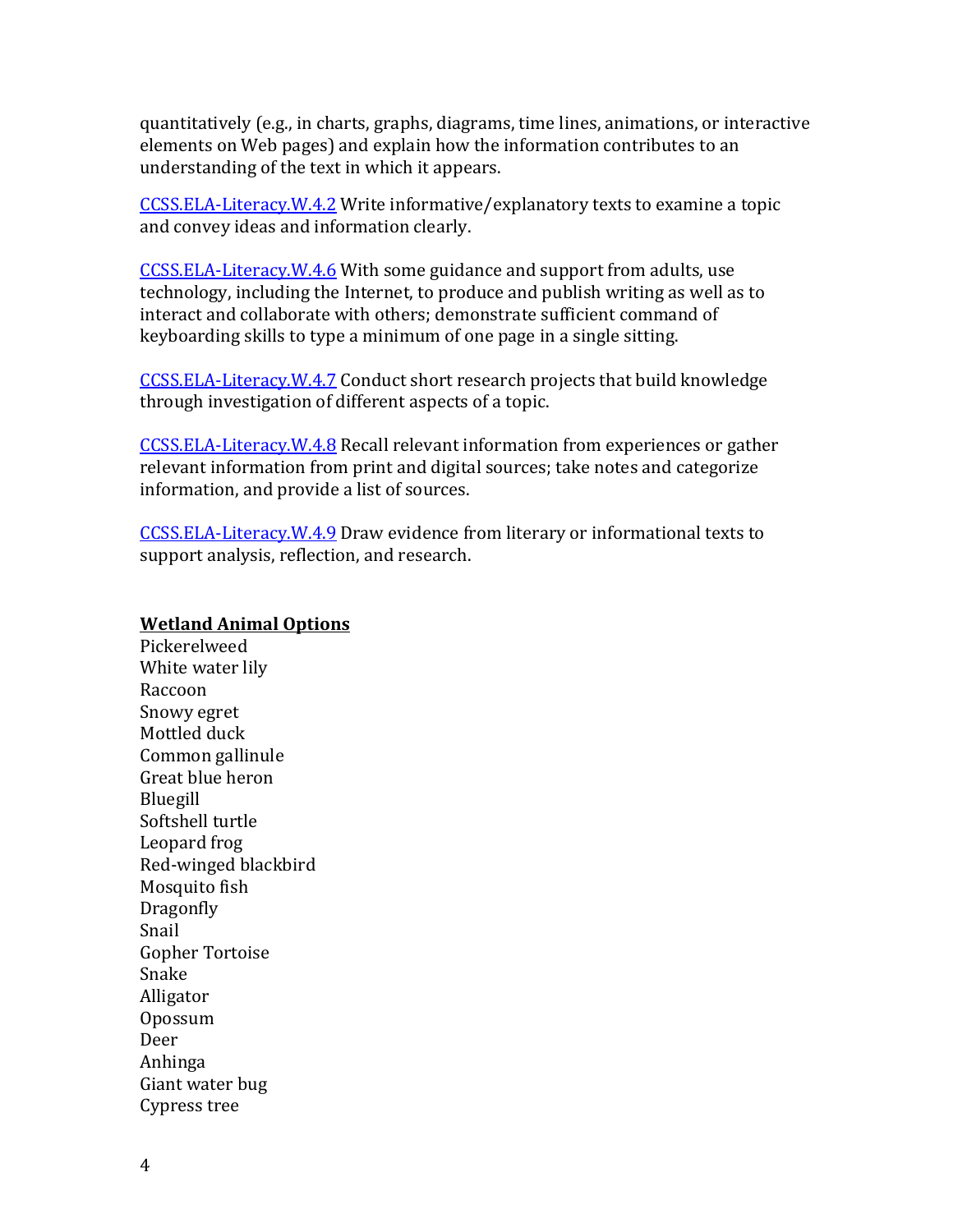quantitatively (e.g., in charts, graphs, diagrams, time lines, animations, or interactive elements on Web pages) and explain how the information contributes to an understanding of the text in which it appears.

CCSS.ELA-Literacy.W.4.2 Write informative/explanatory texts to examine a topic and convey ideas and information clearly.

CCSS.ELA-Literacy.W.4.6 With some guidance and support from adults, use technology, including the Internet, to produce and publish writing as well as to interact and collaborate with others; demonstrate sufficient command of keyboarding skills to type a minimum of one page in a single sitting.

CCSS.ELA-Literacy.W.4.7 Conduct short research projects that build knowledge through investigation of different aspects of a topic.

CCSS.ELA-Literacy.W.4.8 Recall relevant information from experiences or gather relevant information from print and digital sources; take notes and categorize information, and provide a list of sources.

CCSS.ELA-Literacy.W.4.9 Draw evidence from literary or informational texts to support analysis, reflection, and research.

**Wetland Animal Options**

Pickerelweed
White water lily
Raccoon
Snowy egret
Mottled duck
Common gallinule
Great blue heron
Bluegill
Softshell turtle
Leopard frog
Red-winged blackbird
Mosquito fish
Dragonfly
Snail
Gopher Tortoise
Snake
Alligator
Opossum
Deer
Anhinga
Giant water bug
Cypress tree